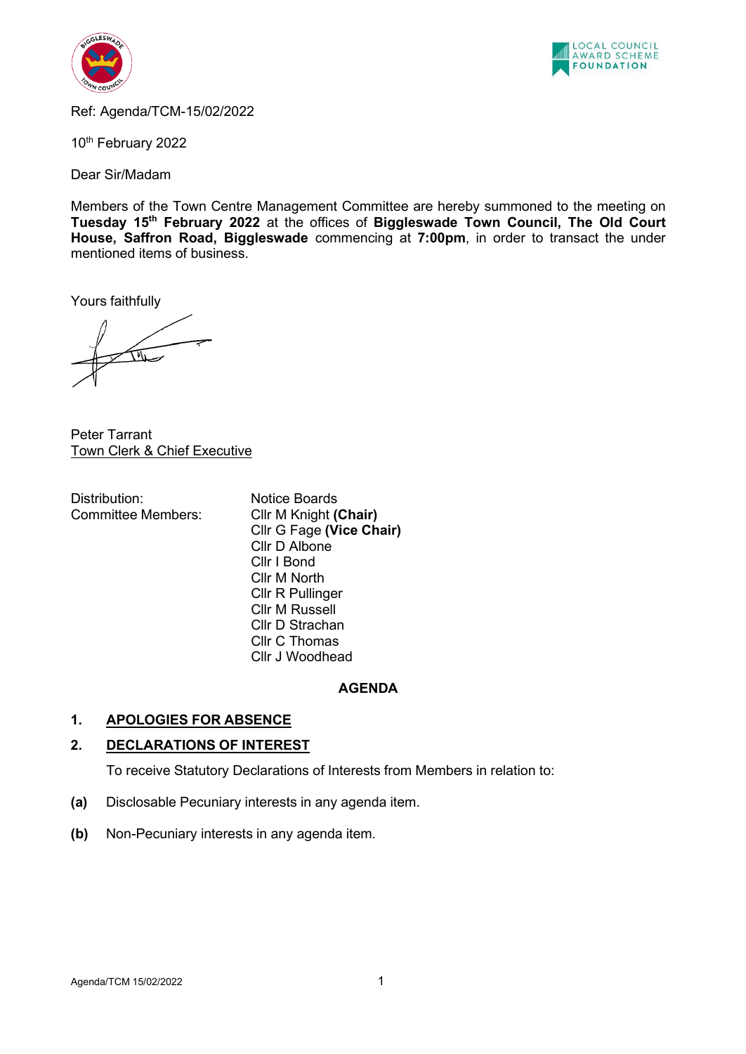Ref: Agenda/TCM-15/02/2022

10th February 2022

Dear Sir/Madam

Members of the Town Centre Management Committee are hereby summoned to the meeting on **Tuesday 15th February 2022** at the offices of **Biggleswade Town Council, The Old Court House, Saffron Road, Biggleswade** commencing at **7:00pm**, in order to transact the under mentioned items of business.

Yours faithfully

Peter Tarrant
Town Clerk & Chief Executive

| | |
|---|---|
| Distribution: | Notice Boards |
| Committee Members: | Cllr M Knight **(Chair)** |
| | Cllr G Fage **(Vice Chair)** |
| | Cllr D Albone |
| | Cllr I Bond |
| | Cllr M North |
| | Cllr R Pullinger |
| | Cllr M Russell |
| | Cllr D Strachan |
| | Cllr C Thomas |
| | Cllr J Woodhead |

## AGENDA

**1. APOLOGIES FOR ABSENCE**

**2. DECLARATIONS OF INTEREST**

To receive Statutory Declarations of Interests from Members in relation to:

**(a)** Disclosable Pecuniary interests in any agenda item.

**(b)** Non-Pecuniary interests in any agenda item.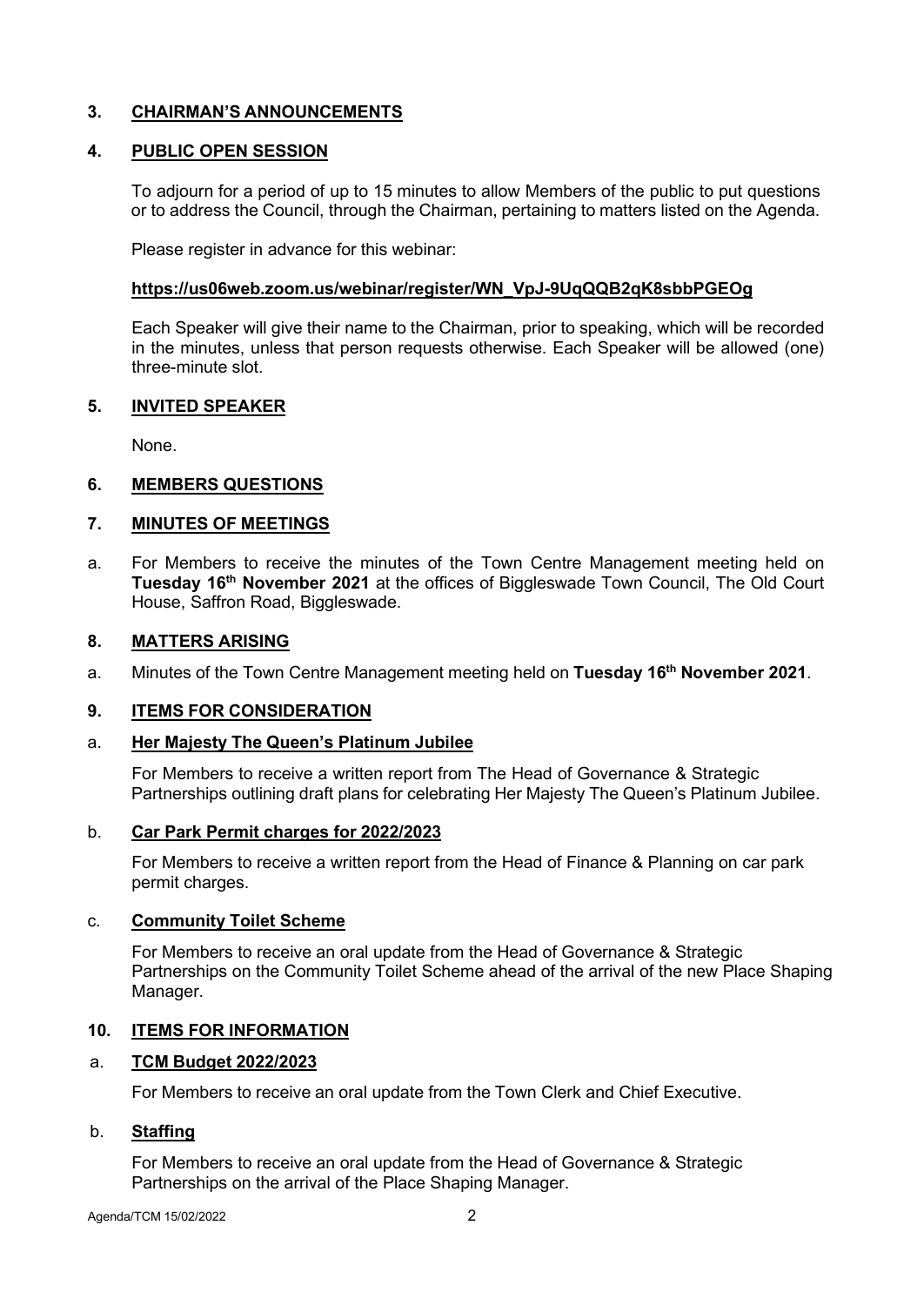## 3. CHAIRMAN'S ANNOUNCEMENTS

## 4. PUBLIC OPEN SESSION

To adjourn for a period of up to 15 minutes to allow Members of the public to put questions or to address the Council, through the Chairman, pertaining to matters listed on the Agenda.

Please register in advance for this webinar:

**https://us06web.zoom.us/webinar/register/WN_VpJ-9UqQQB2qK8sbbPGEOg**

Each Speaker will give their name to the Chairman, prior to speaking, which will be recorded in the minutes, unless that person requests otherwise. Each Speaker will be allowed (one) three-minute slot.

## 5. INVITED SPEAKER

None.

## 6. MEMBERS QUESTIONS

## 7. MINUTES OF MEETINGS

a. For Members to receive the minutes of the Town Centre Management meeting held on **Tuesday 16th November 2021** at the offices of Biggleswade Town Council, The Old Court House, Saffron Road, Biggleswade.

## 8. MATTERS ARISING

a. Minutes of the Town Centre Management meeting held on **Tuesday 16th November 2021**.

## 9. ITEMS FOR CONSIDERATION

### a. Her Majesty The Queen's Platinum Jubilee

For Members to receive a written report from The Head of Governance & Strategic Partnerships outlining draft plans for celebrating Her Majesty The Queen's Platinum Jubilee.

### b. Car Park Permit charges for 2022/2023

For Members to receive a written report from the Head of Finance & Planning on car park permit charges.

### c. Community Toilet Scheme

For Members to receive an oral update from the Head of Governance & Strategic Partnerships on the Community Toilet Scheme ahead of the arrival of the new Place Shaping Manager.

## 10. ITEMS FOR INFORMATION

### a. TCM Budget 2022/2023

For Members to receive an oral update from the Town Clerk and Chief Executive.

### b. Staffing

For Members to receive an oral update from the Head of Governance & Strategic Partnerships on the arrival of the Place Shaping Manager.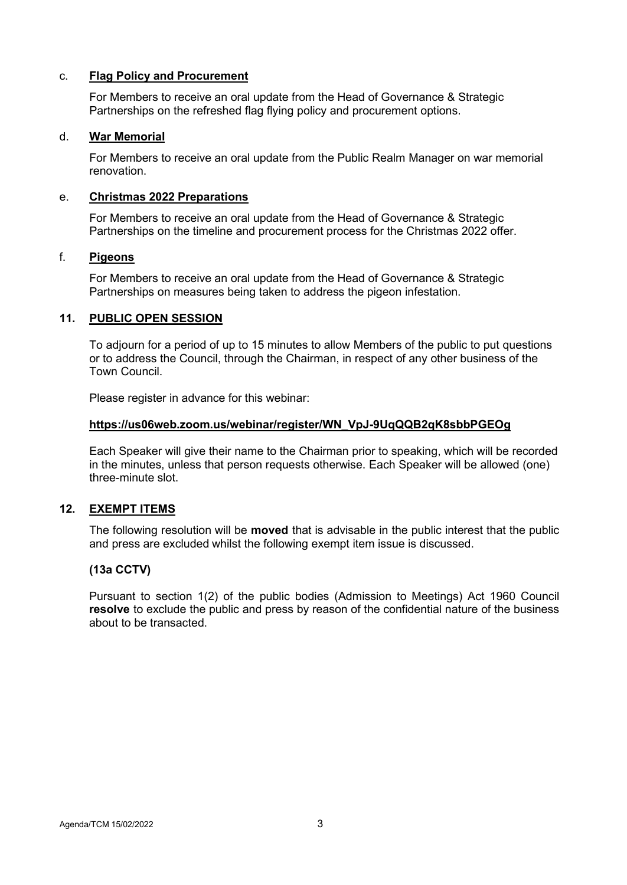c. **Flag Policy and Procurement**

For Members to receive an oral update from the Head of Governance & Strategic Partnerships on the refreshed flag flying policy and procurement options.

d. **War Memorial**

For Members to receive an oral update from the Public Realm Manager on war memorial renovation.

e. **Christmas 2022 Preparations**

For Members to receive an oral update from the Head of Governance & Strategic Partnerships on the timeline and procurement process for the Christmas 2022 offer.

f. **Pigeons**

For Members to receive an oral update from the Head of Governance & Strategic Partnerships on measures being taken to address the pigeon infestation.

## 11. PUBLIC OPEN SESSION

To adjourn for a period of up to 15 minutes to allow Members of the public to put questions or to address the Council, through the Chairman, in respect of any other business of the Town Council.

Please register in advance for this webinar:

**https://us06web.zoom.us/webinar/register/WN_VpJ-9UqQQB2qK8sbbPGEOg**

Each Speaker will give their name to the Chairman prior to speaking, which will be recorded in the minutes, unless that person requests otherwise. Each Speaker will be allowed (one) three-minute slot.

## 12. EXEMPT ITEMS

The following resolution will be **moved** that is advisable in the public interest that the public and press are excluded whilst the following exempt item issue is discussed.

**(13a CCTV)**

Pursuant to section 1(2) of the public bodies (Admission to Meetings) Act 1960 Council **resolve** to exclude the public and press by reason of the confidential nature of the business about to be transacted.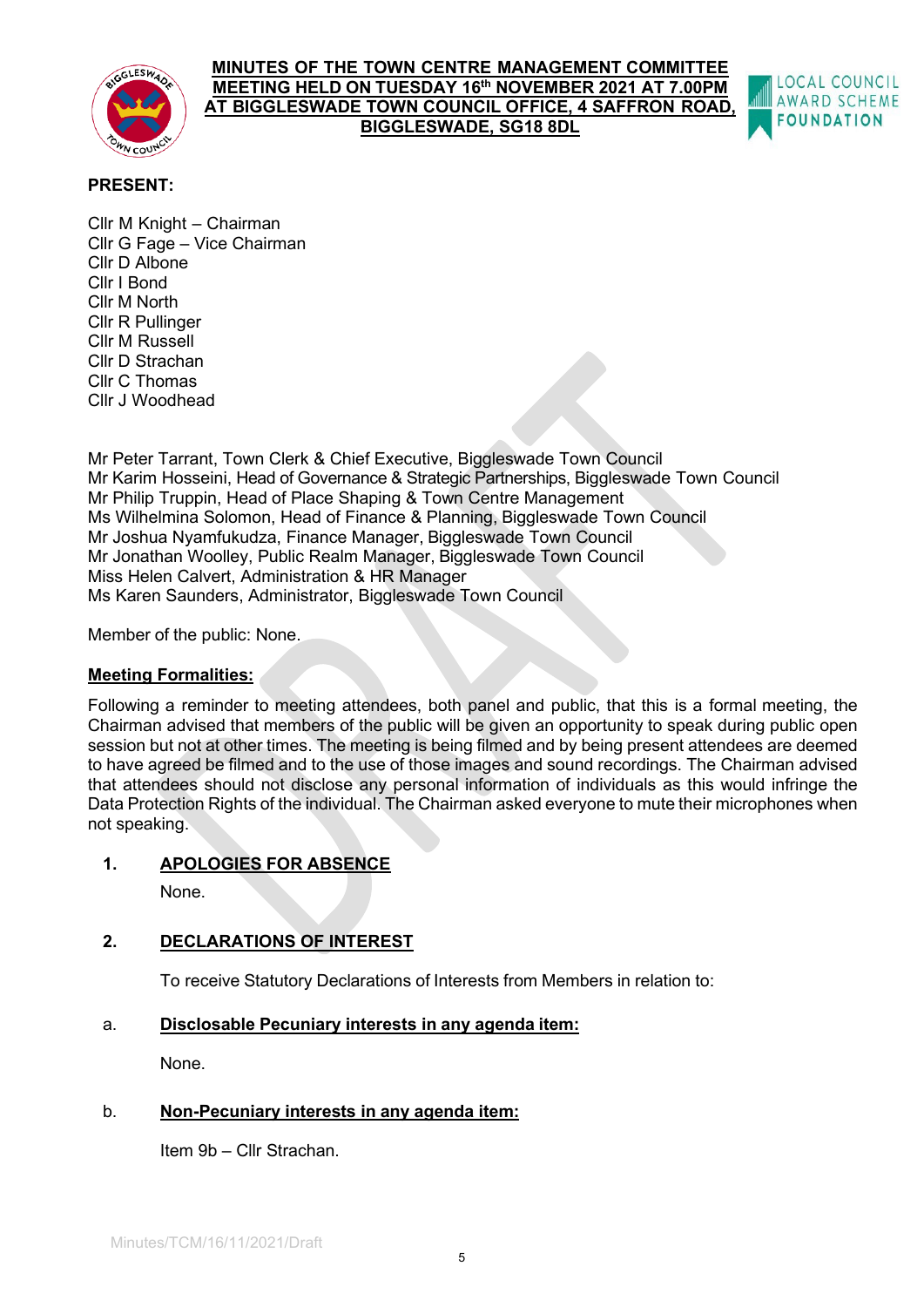# MINUTES OF THE TOWN CENTRE MANAGEMENT COMMITTEE MEETING HELD ON TUESDAY 16th NOVEMBER 2021 AT 7.00PM AT BIGGLESWADE TOWN COUNCIL OFFICE, 4 SAFFRON ROAD, BIGGLESWADE, SG18 8DL

**PRESENT:**

Cllr M Knight – Chairman
Cllr G Fage – Vice Chairman
Cllr D Albone
Cllr I Bond
Cllr M North
Cllr R Pullinger
Cllr M Russell
Cllr D Strachan
Cllr C Thomas
Cllr J Woodhead

Mr Peter Tarrant, Town Clerk & Chief Executive, Biggleswade Town Council
Mr Karim Hosseini, Head of Governance & Strategic Partnerships, Biggleswade Town Council
Mr Philip Truppin, Head of Place Shaping & Town Centre Management
Ms Wilhelmina Solomon, Head of Finance & Planning, Biggleswade Town Council
Mr Joshua Nyamfukudza, Finance Manager, Biggleswade Town Council
Mr Jonathan Woolley, Public Realm Manager, Biggleswade Town Council
Miss Helen Calvert, Administration & HR Manager
Ms Karen Saunders, Administrator, Biggleswade Town Council

Member of the public: None.

## Meeting Formalities:

Following a reminder to meeting attendees, both panel and public, that this is a formal meeting, the Chairman advised that members of the public will be given an opportunity to speak during public open session but not at other times. The meeting is being filmed and by being present attendees are deemed to have agreed be filmed and to the use of those images and sound recordings. The Chairman advised that attendees should not disclose any personal information of individuals as this would infringe the Data Protection Rights of the individual. The Chairman asked everyone to mute their microphones when not speaking.

## 1. APOLOGIES FOR ABSENCE

None.

## 2. DECLARATIONS OF INTEREST

To receive Statutory Declarations of Interests from Members in relation to:

### a. Disclosable Pecuniary interests in any agenda item:

None.

### b. Non-Pecuniary interests in any agenda item:

Item 9b – Cllr Strachan.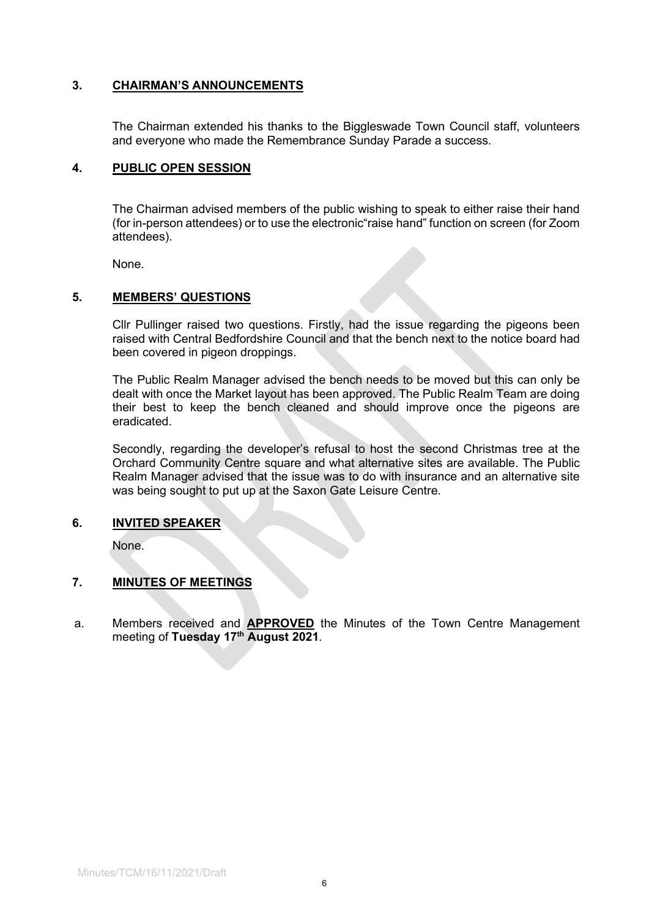## 3. CHAIRMAN'S ANNOUNCEMENTS

The Chairman extended his thanks to the Biggleswade Town Council staff, volunteers and everyone who made the Remembrance Sunday Parade a success.

## 4. PUBLIC OPEN SESSION

The Chairman advised members of the public wishing to speak to either raise their hand (for in-person attendees) or to use the electronic"raise hand" function on screen (for Zoom attendees).

None.

## 5. MEMBERS' QUESTIONS

Cllr Pullinger raised two questions. Firstly, had the issue regarding the pigeons been raised with Central Bedfordshire Council and that the bench next to the notice board had been covered in pigeon droppings.

The Public Realm Manager advised the bench needs to be moved but this can only be dealt with once the Market layout has been approved. The Public Realm Team are doing their best to keep the bench cleaned and should improve once the pigeons are eradicated.

Secondly, regarding the developer's refusal to host the second Christmas tree at the Orchard Community Centre square and what alternative sites are available. The Public Realm Manager advised that the issue was to do with insurance and an alternative site was being sought to put up at the Saxon Gate Leisure Centre.

## 6. INVITED SPEAKER

None.

## 7. MINUTES OF MEETINGS

a. Members received and **APPROVED** the Minutes of the Town Centre Management meeting of **Tuesday 17th August 2021**.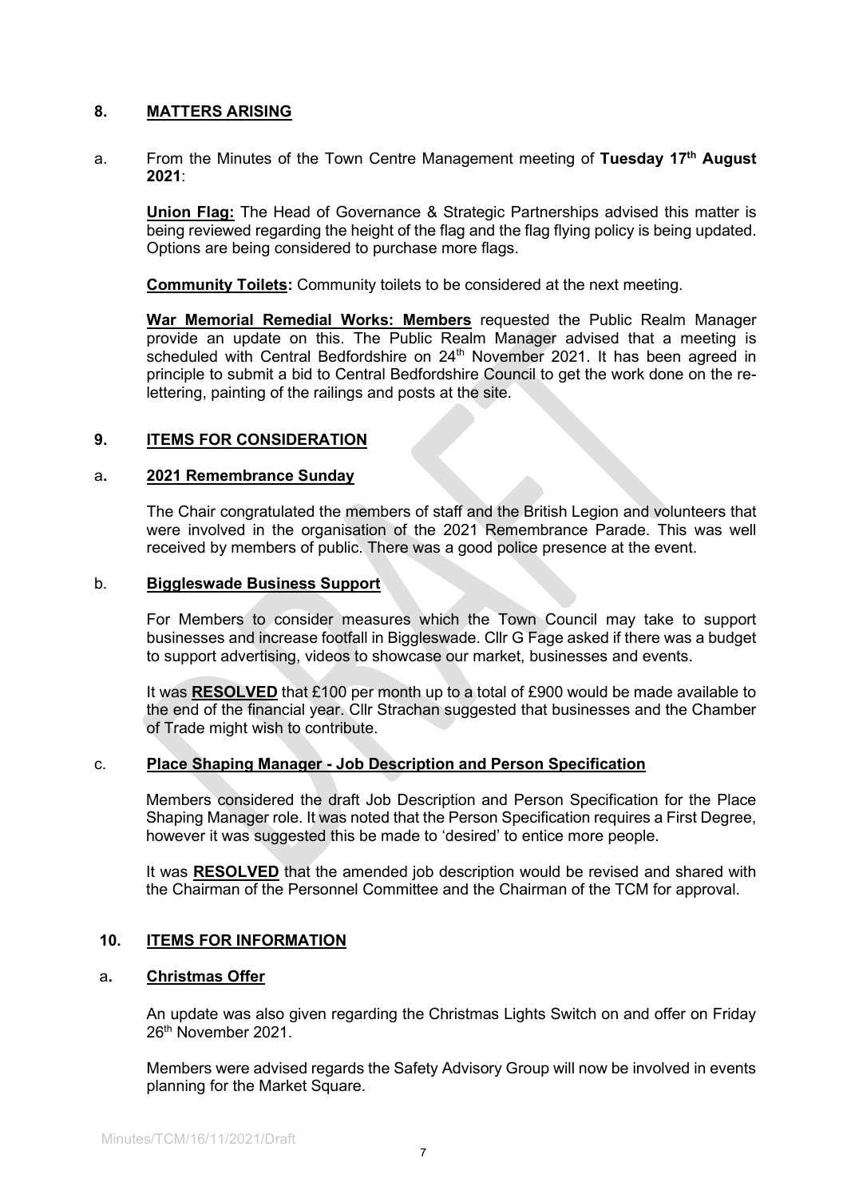## 8. MATTERS ARISING

a. From the Minutes of the Town Centre Management meeting of **Tuesday 17th August 2021**:

**Union Flag:** The Head of Governance & Strategic Partnerships advised this matter is being reviewed regarding the height of the flag and the flag flying policy is being updated. Options are being considered to purchase more flags.

**Community Toilets:** Community toilets to be considered at the next meeting.

**War Memorial Remedial Works: Members** requested the Public Realm Manager provide an update on this. The Public Realm Manager advised that a meeting is scheduled with Central Bedfordshire on 24th November 2021. It has been agreed in principle to submit a bid to Central Bedfordshire Council to get the work done on the re-lettering, painting of the railings and posts at the site.

## 9. ITEMS FOR CONSIDERATION

### a. 2021 Remembrance Sunday

The Chair congratulated the members of staff and the British Legion and volunteers that were involved in the organisation of the 2021 Remembrance Parade. This was well received by members of public. There was a good police presence at the event.

### b. Biggleswade Business Support

For Members to consider measures which the Town Council may take to support businesses and increase footfall in Biggleswade. Cllr G Fage asked if there was a budget to support advertising, videos to showcase our market, businesses and events.

It was **RESOLVED** that £100 per month up to a total of £900 would be made available to the end of the financial year. Cllr Strachan suggested that businesses and the Chamber of Trade might wish to contribute.

### c. Place Shaping Manager - Job Description and Person Specification

Members considered the draft Job Description and Person Specification for the Place Shaping Manager role. It was noted that the Person Specification requires a First Degree, however it was suggested this be made to 'desired' to entice more people.

It was **RESOLVED** that the amended job description would be revised and shared with the Chairman of the Personnel Committee and the Chairman of the TCM for approval.

## 10. ITEMS FOR INFORMATION

### a. Christmas Offer

An update was also given regarding the Christmas Lights Switch on and offer on Friday 26th November 2021.

Members were advised regards the Safety Advisory Group will now be involved in events planning for the Market Square.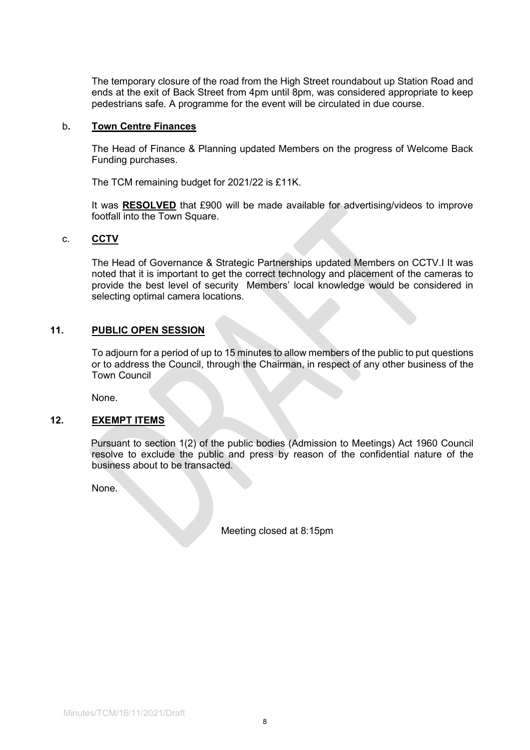The temporary closure of the road from the High Street roundabout up Station Road and ends at the exit of Back Street from 4pm until 8pm, was considered appropriate to keep pedestrians safe. A programme for the event will be circulated in due course.

**b. Town Centre Finances**

The Head of Finance & Planning updated Members on the progress of Welcome Back Funding purchases.

The TCM remaining budget for 2021/22 is £11K.

It was **RESOLVED** that £900 will be made available for advertising/videos to improve footfall into the Town Square.

**c. CCTV**

The Head of Governance & Strategic Partnerships updated Members on CCTV.I It was noted that it is important to get the correct technology and placement of the cameras to provide the best level of security  Members' local knowledge would be considered in selecting optimal camera locations.

## 11. PUBLIC OPEN SESSION

To adjourn for a period of up to 15 minutes to allow members of the public to put questions or to address the Council, through the Chairman, in respect of any other business of the Town Council

None.

## 12. EXEMPT ITEMS

Pursuant to section 1(2) of the public bodies (Admission to Meetings) Act 1960 Council resolve to exclude the public and press by reason of the confidential nature of the business about to be transacted.

None.

Meeting closed at 8:15pm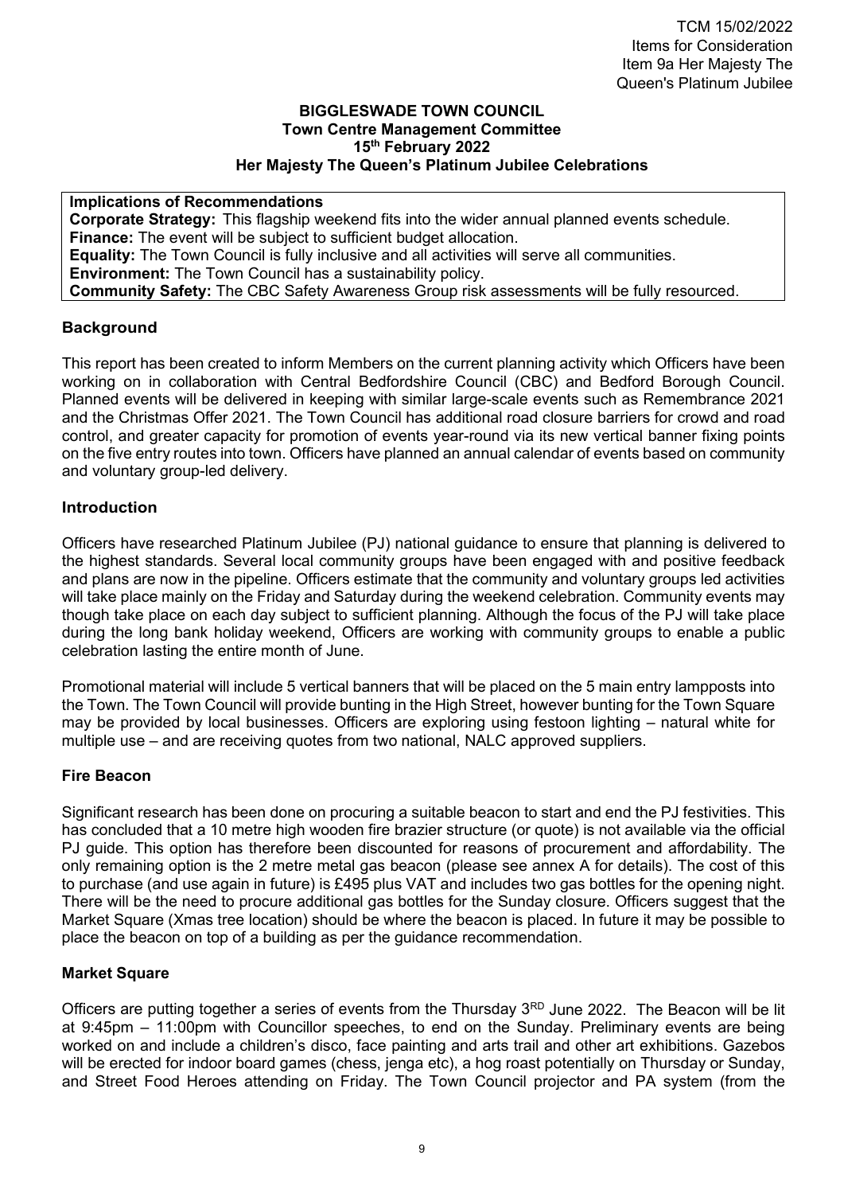TCM 15/02/2022
Items for Consideration
Item 9a Her Majesty The Queen's Platinum Jubilee

**BIGGLESWADE TOWN COUNCIL**
**Town Centre Management Committee**
**15th February 2022**
**Her Majesty The Queen's Platinum Jubilee Celebrations**

**Implications of Recommendations**
**Corporate Strategy:** This flagship weekend fits into the wider annual planned events schedule.
**Finance:** The event will be subject to sufficient budget allocation.
**Equality:** The Town Council is fully inclusive and all activities will serve all communities.
**Environment:** The Town Council has a sustainability policy.
**Community Safety:** The CBC Safety Awareness Group risk assessments will be fully resourced.

## Background

This report has been created to inform Members on the current planning activity which Officers have been working on in collaboration with Central Bedfordshire Council (CBC) and Bedford Borough Council. Planned events will be delivered in keeping with similar large-scale events such as Remembrance 2021 and the Christmas Offer 2021. The Town Council has additional road closure barriers for crowd and road control, and greater capacity for promotion of events year-round via its new vertical banner fixing points on the five entry routes into town. Officers have planned an annual calendar of events based on community and voluntary group-led delivery.

## Introduction

Officers have researched Platinum Jubilee (PJ) national guidance to ensure that planning is delivered to the highest standards. Several local community groups have been engaged with and positive feedback and plans are now in the pipeline. Officers estimate that the community and voluntary groups led activities will take place mainly on the Friday and Saturday during the weekend celebration. Community events may though take place on each day subject to sufficient planning. Although the focus of the PJ will take place during the long bank holiday weekend, Officers are working with community groups to enable a public celebration lasting the entire month of June.

Promotional material will include 5 vertical banners that will be placed on the 5 main entry lampposts into the Town. The Town Council will provide bunting in the High Street, however bunting for the Town Square may be provided by local businesses. Officers are exploring using festoon lighting – natural white for multiple use – and are receiving quotes from two national, NALC approved suppliers.

## Fire Beacon

Significant research has been done on procuring a suitable beacon to start and end the PJ festivities. This has concluded that a 10 metre high wooden fire brazier structure (or quote) is not available via the official PJ guide. This option has therefore been discounted for reasons of procurement and affordability. The only remaining option is the 2 metre metal gas beacon (please see annex A for details). The cost of this to purchase (and use again in future) is £495 plus VAT and includes two gas bottles for the opening night. There will be the need to procure additional gas bottles for the Sunday closure. Officers suggest that the Market Square (Xmas tree location) should be where the beacon is placed. In future it may be possible to place the beacon on top of a building as per the guidance recommendation.

## Market Square

Officers are putting together a series of events from the Thursday 3RD June 2022. The Beacon will be lit at 9:45pm – 11:00pm with Councillor speeches, to end on the Sunday. Preliminary events are being worked on and include a children's disco, face painting and arts trail and other art exhibitions. Gazebos will be erected for indoor board games (chess, jenga etc), a hog roast potentially on Thursday or Sunday, and Street Food Heroes attending on Friday. The Town Council projector and PA system (from the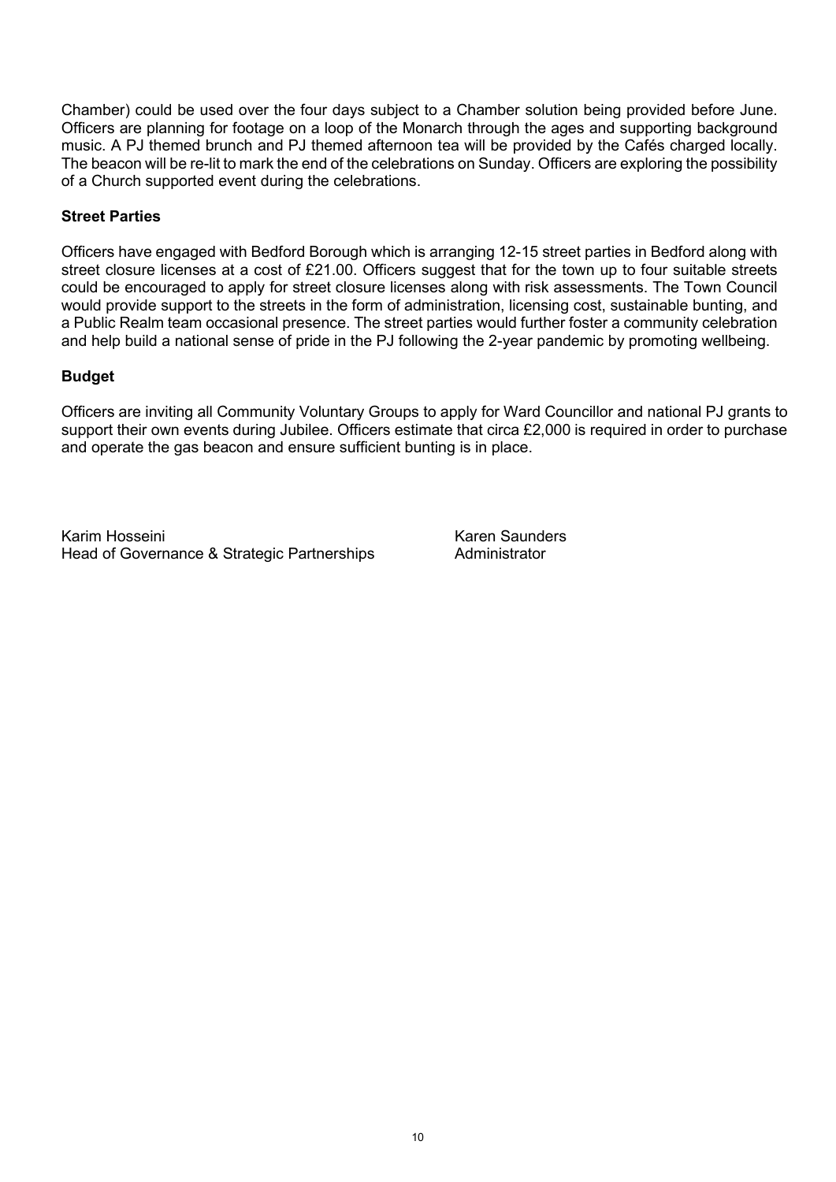Chamber) could be used over the four days subject to a Chamber solution being provided before June. Officers are planning for footage on a loop of the Monarch through the ages and supporting background music. A PJ themed brunch and PJ themed afternoon tea will be provided by the Cafés charged locally. The beacon will be re-lit to mark the end of the celebrations on Sunday. Officers are exploring the possibility of a Church supported event during the celebrations.

**Street Parties**

Officers have engaged with Bedford Borough which is arranging 12-15 street parties in Bedford along with street closure licenses at a cost of £21.00. Officers suggest that for the town up to four suitable streets could be encouraged to apply for street closure licenses along with risk assessments. The Town Council would provide support to the streets in the form of administration, licensing cost, sustainable bunting, and a Public Realm team occasional presence. The street parties would further foster a community celebration and help build a national sense of pride in the PJ following the 2-year pandemic by promoting wellbeing.

**Budget**

Officers are inviting all Community Voluntary Groups to apply for Ward Councillor and national PJ grants to support their own events during Jubilee. Officers estimate that circa £2,000 is required in order to purchase and operate the gas beacon and ensure sufficient bunting is in place.

Karim Hosseini
Head of Governance & Strategic Partnerships

Karen Saunders
Administrator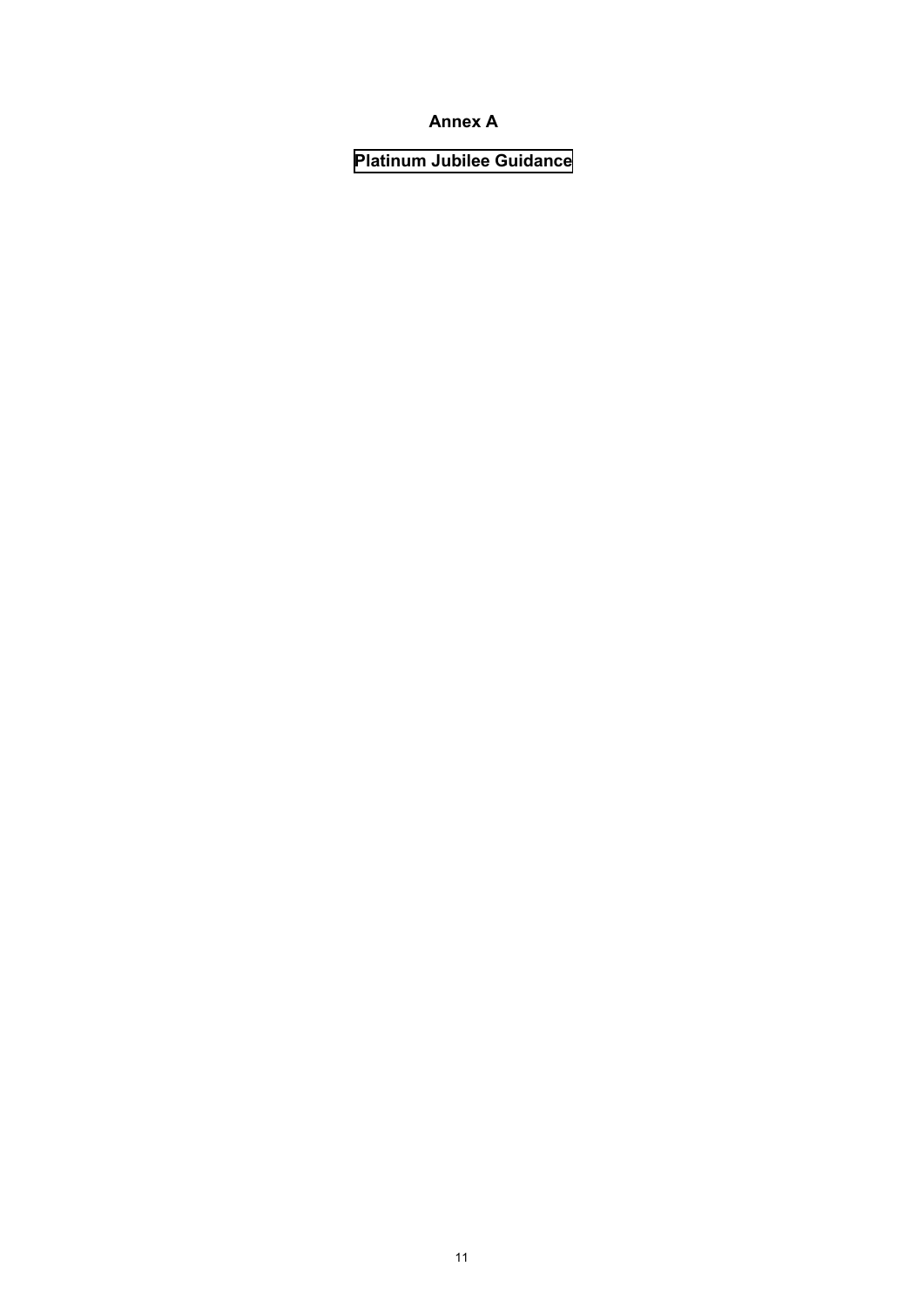# Annex A

## Platinum Jubilee Guidance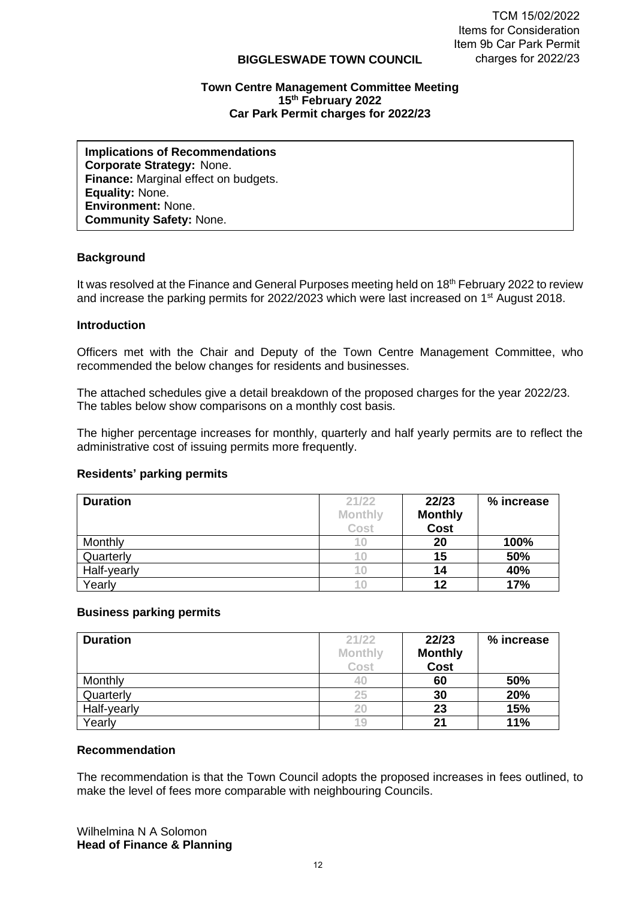TCM 15/02/2022
Items for Consideration
Item 9b Car Park Permit charges for 2022/23

**BIGGLESWADE TOWN COUNCIL**

**Town Centre Management Committee Meeting**
**15th February 2022**
**Car Park Permit charges for 2022/23**

**Implications of Recommendations**
**Corporate Strategy:** None.
**Finance:** Marginal effect on budgets.
**Equality:** None.
**Environment:** None.
**Community Safety:** None.

**Background**

It was resolved at the Finance and General Purposes meeting held on 18th February 2022 to review and increase the parking permits for 2022/2023 which were last increased on 1st August 2018.

**Introduction**

Officers met with the Chair and Deputy of the Town Centre Management Committee, who recommended the below changes for residents and businesses.

The attached schedules give a detail breakdown of the proposed charges for the year 2022/23. The tables below show comparisons on a monthly cost basis.

The higher percentage increases for monthly, quarterly and half yearly permits are to reflect the administrative cost of issuing permits more frequently.

**Residents' parking permits**

| Duration | 21/22 Monthly Cost | 22/23 Monthly Cost | % increase |
|---|---|---|---|
| Monthly | 10 | **20** | **100%** |
| Quarterly | 10 | **15** | **50%** |
| Half-yearly | 10 | **14** | **40%** |
| Yearly | 10 | **12** | **17%** |

**Business parking permits**

| Duration | 21/22 Monthly Cost | 22/23 Monthly Cost | % increase |
|---|---|---|---|
| Monthly | 40 | **60** | **50%** |
| Quarterly | 25 | **30** | **20%** |
| Half-yearly | 20 | **23** | **15%** |
| Yearly | 19 | **21** | **11%** |

**Recommendation**

The recommendation is that the Town Council adopts the proposed increases in fees outlined, to make the level of fees more comparable with neighbouring Councils.

Wilhelmina N A Solomon
**Head of Finance & Planning**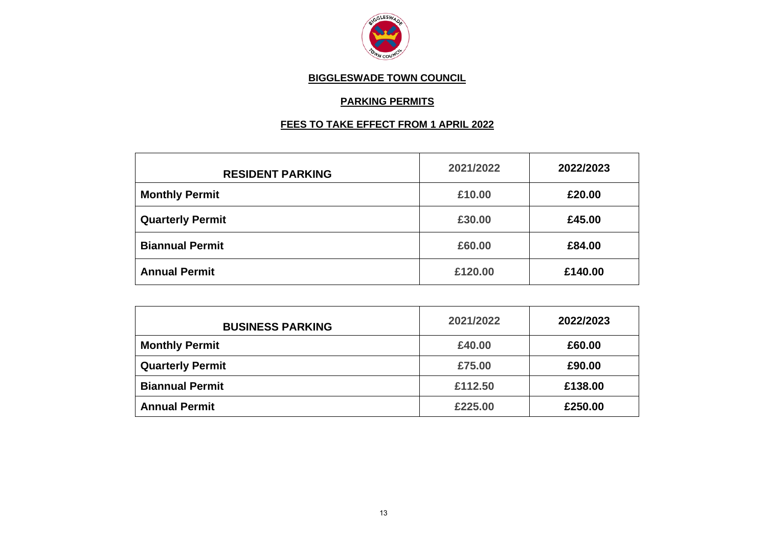**BIGGLESWADE TOWN COUNCIL**

**PARKING PERMITS**

**FEES TO TAKE EFFECT FROM 1 APRIL 2022**

| RESIDENT PARKING | 2021/2022 | 2022/2023 |
|---|---|---|
| **Monthly Permit** | £10.00 | £20.00 |
| **Quarterly Permit** | £30.00 | £45.00 |
| **Biannual Permit** | £60.00 | £84.00 |
| **Annual Permit** | £120.00 | £140.00 |

| BUSINESS PARKING | 2021/2022 | 2022/2023 |
|---|---|---|
| **Monthly Permit** | £40.00 | £60.00 |
| **Quarterly Permit** | £75.00 | £90.00 |
| **Biannual Permit** | £112.50 | £138.00 |
| **Annual Permit** | £225.00 | £250.00 |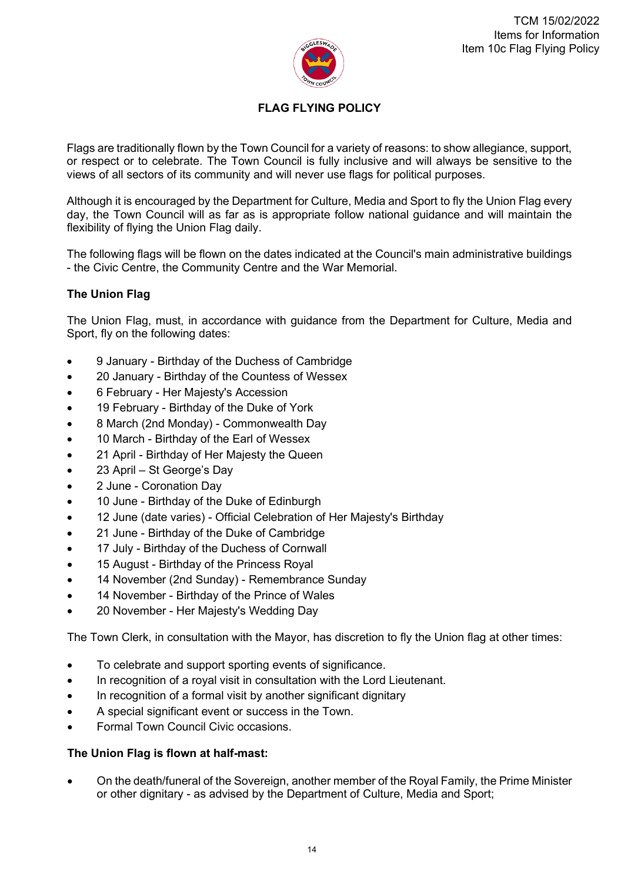TCM 15/02/2022
Items for Information
Item 10c Flag Flying Policy

# FLAG FLYING POLICY

Flags are traditionally flown by the Town Council for a variety of reasons: to show allegiance, support, or respect or to celebrate. The Town Council is fully inclusive and will always be sensitive to the views of all sectors of its community and will never use flags for political purposes.

Although it is encouraged by the Department for Culture, Media and Sport to fly the Union Flag every day, the Town Council will as far as is appropriate follow national guidance and will maintain the flexibility of flying the Union Flag daily.

The following flags will be flown on the dates indicated at the Council's main administrative buildings - the Civic Centre, the Community Centre and the War Memorial.

**The Union Flag**

The Union Flag, must, in accordance with guidance from the Department for Culture, Media and Sport, fly on the following dates:

- 9 January - Birthday of the Duchess of Cambridge
- 20 January - Birthday of the Countess of Wessex
- 6 February - Her Majesty's Accession
- 19 February - Birthday of the Duke of York
- 8 March (2nd Monday) - Commonwealth Day
- 10 March - Birthday of the Earl of Wessex
- 21 April - Birthday of Her Majesty the Queen
- 23 April – St George's Day
- 2 June - Coronation Day
- 10 June - Birthday of the Duke of Edinburgh
- 12 June (date varies) - Official Celebration of Her Majesty's Birthday
- 21 June - Birthday of the Duke of Cambridge
- 17 July - Birthday of the Duchess of Cornwall
- 15 August - Birthday of the Princess Royal
- 14 November (2nd Sunday) - Remembrance Sunday
- 14 November - Birthday of the Prince of Wales
- 20 November - Her Majesty's Wedding Day

The Town Clerk, in consultation with the Mayor, has discretion to fly the Union flag at other times:

- To celebrate and support sporting events of significance.
- In recognition of a royal visit in consultation with the Lord Lieutenant.
- In recognition of a formal visit by another significant dignitary
- A special significant event or success in the Town.
- Formal Town Council Civic occasions.

**The Union Flag is flown at half-mast:**

- On the death/funeral of the Sovereign, another member of the Royal Family, the Prime Minister or other dignitary - as advised by the Department of Culture, Media and Sport;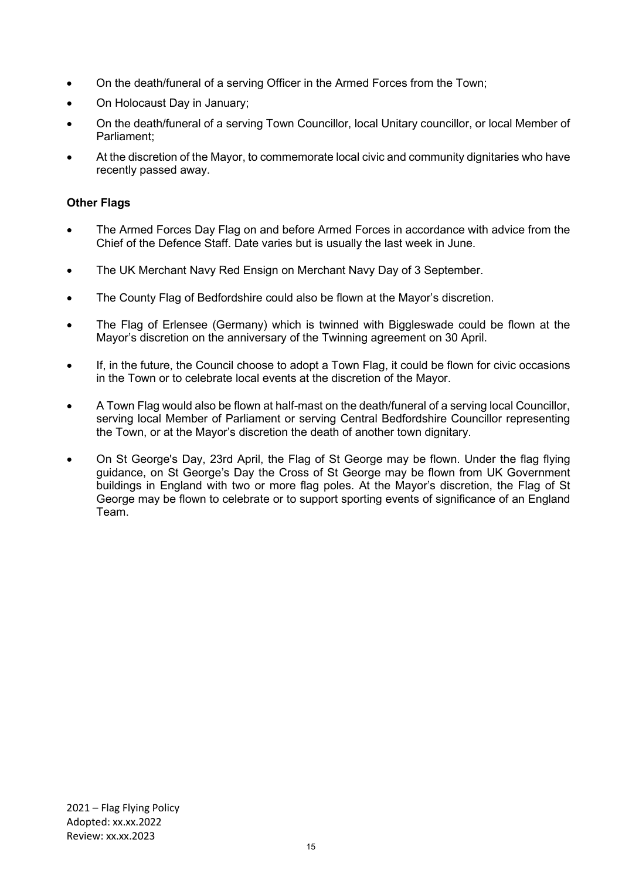- On the death/funeral of a serving Officer in the Armed Forces from the Town;
- On Holocaust Day in January;
- On the death/funeral of a serving Town Councillor, local Unitary councillor, or local Member of Parliament;
- At the discretion of the Mayor, to commemorate local civic and community dignitaries who have recently passed away.

**Other Flags**

- The Armed Forces Day Flag on and before Armed Forces in accordance with advice from the Chief of the Defence Staff. Date varies but is usually the last week in June.
- The UK Merchant Navy Red Ensign on Merchant Navy Day of 3 September.
- The County Flag of Bedfordshire could also be flown at the Mayor's discretion.
- The Flag of Erlensee (Germany) which is twinned with Biggleswade could be flown at the Mayor's discretion on the anniversary of the Twinning agreement on 30 April.
- If, in the future, the Council choose to adopt a Town Flag, it could be flown for civic occasions in the Town or to celebrate local events at the discretion of the Mayor.
- A Town Flag would also be flown at half-mast on the death/funeral of a serving local Councillor, serving local Member of Parliament or serving Central Bedfordshire Councillor representing the Town, or at the Mayor's discretion the death of another town dignitary.
- On St George's Day, 23rd April, the Flag of St George may be flown. Under the flag flying guidance, on St George's Day the Cross of St George may be flown from UK Government buildings in England with two or more flag poles. At the Mayor's discretion, the Flag of St George may be flown to celebrate or to support sporting events of significance of an England Team.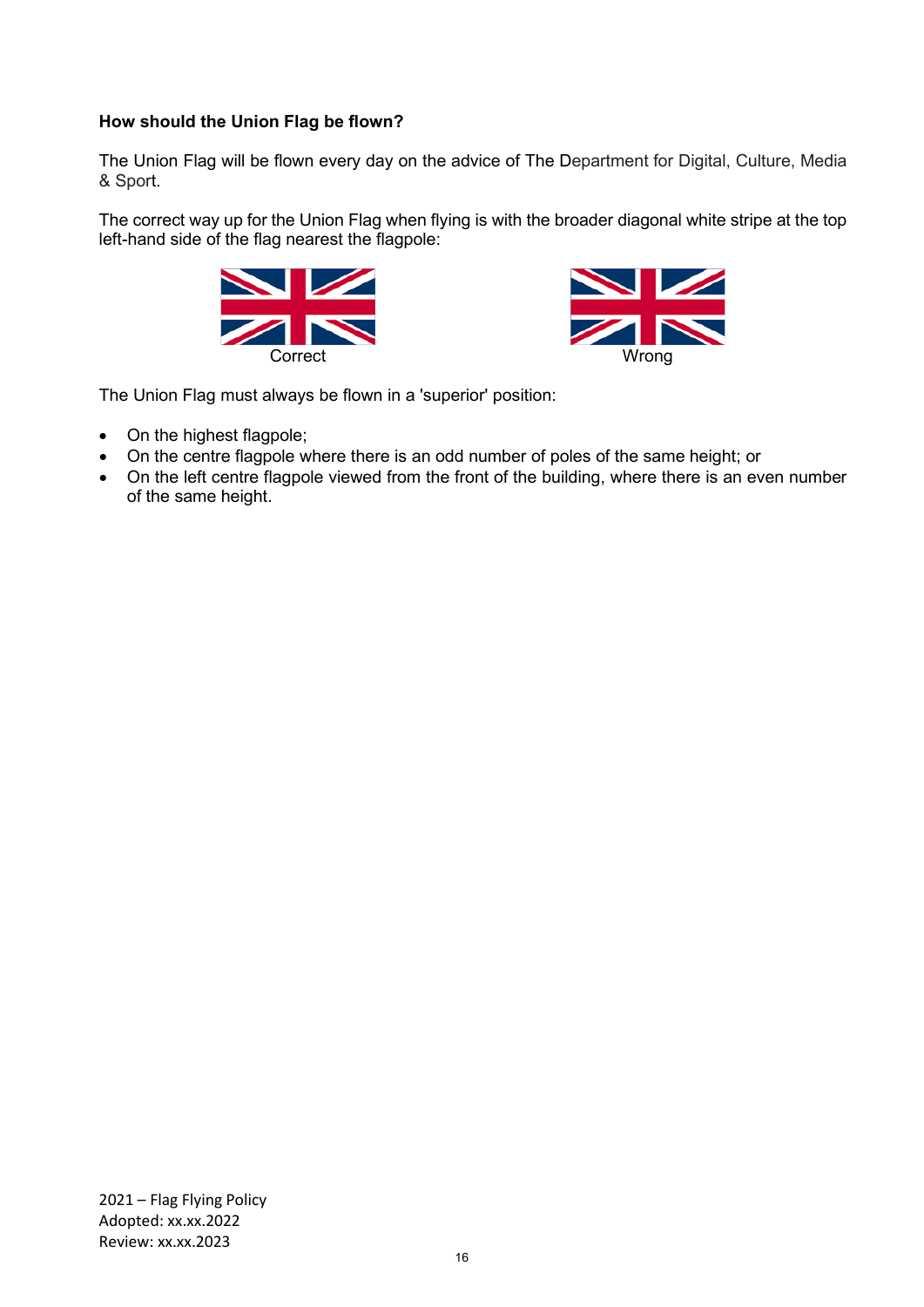**How should the Union Flag be flown?**

The Union Flag will be flown every day on the advice of The Department for Digital, Culture, Media & Sport.

The correct way up for the Union Flag when flying is with the broader diagonal white stripe at the top left-hand side of the flag nearest the flagpole:

Correct

Wrong

The Union Flag must always be flown in a 'superior' position:

- On the highest flagpole;
- On the centre flagpole where there is an odd number of poles of the same height; or
- On the left centre flagpole viewed from the front of the building, where there is an even number of the same height.

2021 – Flag Flying Policy
Adopted: xx.xx.2022
Review: xx.xx.2023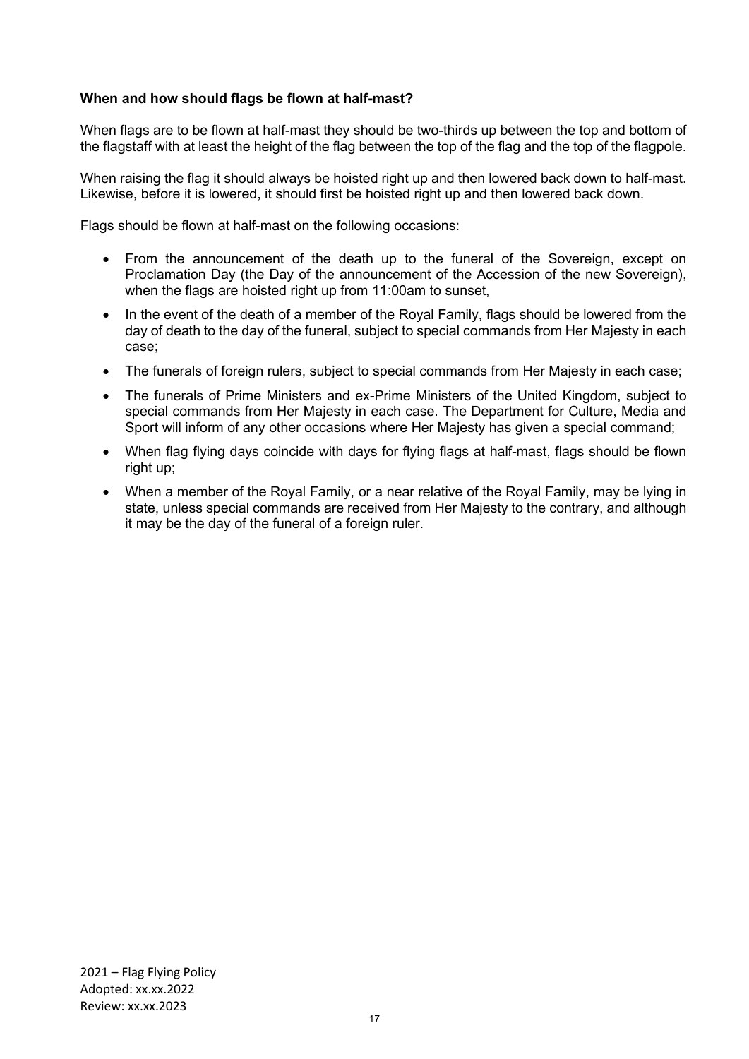**When and how should flags be flown at half-mast?**

When flags are to be flown at half-mast they should be two-thirds up between the top and bottom of the flagstaff with at least the height of the flag between the top of the flag and the top of the flagpole.

When raising the flag it should always be hoisted right up and then lowered back down to half-mast. Likewise, before it is lowered, it should first be hoisted right up and then lowered back down.

Flags should be flown at half-mast on the following occasions:

- From the announcement of the death up to the funeral of the Sovereign, except on Proclamation Day (the Day of the announcement of the Accession of the new Sovereign), when the flags are hoisted right up from 11:00am to sunset,
- In the event of the death of a member of the Royal Family, flags should be lowered from the day of death to the day of the funeral, subject to special commands from Her Majesty in each case;
- The funerals of foreign rulers, subject to special commands from Her Majesty in each case;
- The funerals of Prime Ministers and ex-Prime Ministers of the United Kingdom, subject to special commands from Her Majesty in each case. The Department for Culture, Media and Sport will inform of any other occasions where Her Majesty has given a special command;
- When flag flying days coincide with days for flying flags at half-mast, flags should be flown right up;
- When a member of the Royal Family, or a near relative of the Royal Family, may be lying in state, unless special commands are received from Her Majesty to the contrary, and although it may be the day of the funeral of a foreign ruler.

2021 – Flag Flying Policy
Adopted: xx.xx.2022
Review: xx.xx.2023